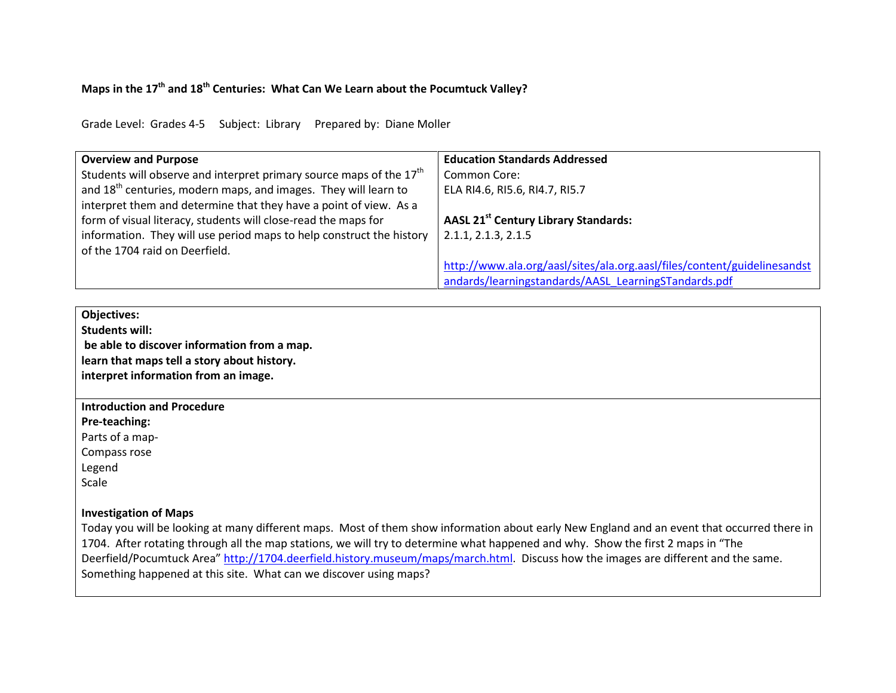**Maps in the 17th and 18th Centuries: What Can We Learn about the Pocumtuck Valley?**

Grade Level: Grades 4-5  Subject: Library  Prepared by: Diane Moller

| **Overview and Purpose** | **Education Standards Addressed** |
|---|---|
| Students will observe and interpret primary source maps of the 17th and 18th centuries, modern maps, and images. They will learn to interpret them and determine that they have a point of view. As a form of visual literacy, students will close-read the maps for information. They will use period maps to help construct the history of the 1704 raid on Deerfield. | Common Core:<br>ELA RI4.6, RI5.6, RI4.7, RI5.7<br><br>**AASL 21st Century Library Standards:**<br>2.1.1, 2.1.3, 2.1.5<br><br>http://www.ala.org/aasl/sites/ala.org.aasl/files/content/guidelinesandstandards/learningstandards/AASL_LearningSTandards.pdf |

**Objectives:**

**Students will:**

**be able to discover information from a map.**

**learn that maps tell a story about history.**

**interpret information from an image.**

**Introduction and Procedure**

**Pre-teaching:**

Parts of a map-

Compass rose

Legend

Scale

**Investigation of Maps**

Today you will be looking at many different maps. Most of them show information about early New England and an event that occurred there in 1704. After rotating through all the map stations, we will try to determine what happened and why. Show the first 2 maps in "The Deerfield/Pocumtuck Area" http://1704.deerfield.history.museum/maps/march.html. Discuss how the images are different and the same. Something happened at this site. What can we discover using maps?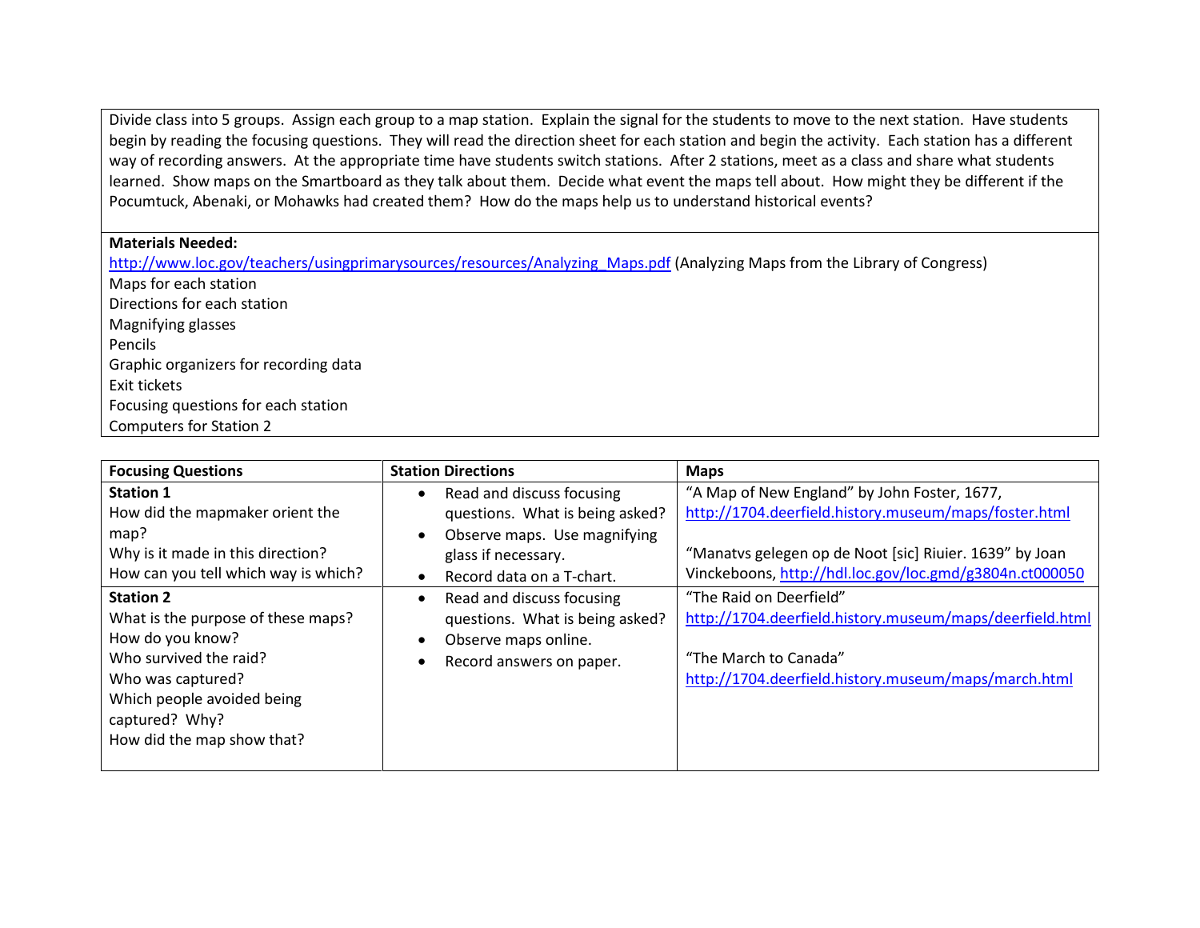Divide class into 5 groups. Assign each group to a map station. Explain the signal for the students to move to the next station. Have students begin by reading the focusing questions. They will read the direction sheet for each station and begin the activity. Each station has a different way of recording answers. At the appropriate time have students switch stations. After 2 stations, meet as a class and share what students learned. Show maps on the Smartboard as they talk about them. Decide what event the maps tell about. How might they be different if the Pocumtuck, Abenaki, or Mohawks had created them? How do the maps help us to understand historical events?

**Materials Needed:**
http://www.loc.gov/teachers/usingprimarysources/resources/Analyzing_Maps.pdf (Analyzing Maps from the Library of Congress)
Maps for each station
Directions for each station
Magnifying glasses
Pencils
Graphic organizers for recording data
Exit tickets
Focusing questions for each station
Computers for Station 2

| Focusing Questions | Station Directions | Maps |
|---|---|---|
| **Station 1**<br>How did the mapmaker orient the map?<br>Why is it made in this direction?<br>How can you tell which way is which? | • Read and discuss focusing questions. What is being asked?<br>• Observe maps. Use magnifying glass if necessary.<br>• Record data on a T-chart. | "A Map of New England" by John Foster, 1677, http://1704.deerfield.history.museum/maps/foster.html<br><br>"Manatvs gelegen op de Noot [sic] Riuier. 1639" by Joan Vinckeboons, http://hdl.loc.gov/loc.gmd/g3804n.ct000050 |
| **Station 2**<br>What is the purpose of these maps?<br>How do you know?<br>Who survived the raid?<br>Who was captured?<br>Which people avoided being captured? Why?<br>How did the map show that? | • Read and discuss focusing questions. What is being asked?<br>• Observe maps online.<br>• Record answers on paper. | "The Raid on Deerfield"<br>http://1704.deerfield.history.museum/maps/deerfield.html<br><br>"The March to Canada"<br>http://1704.deerfield.history.museum/maps/march.html |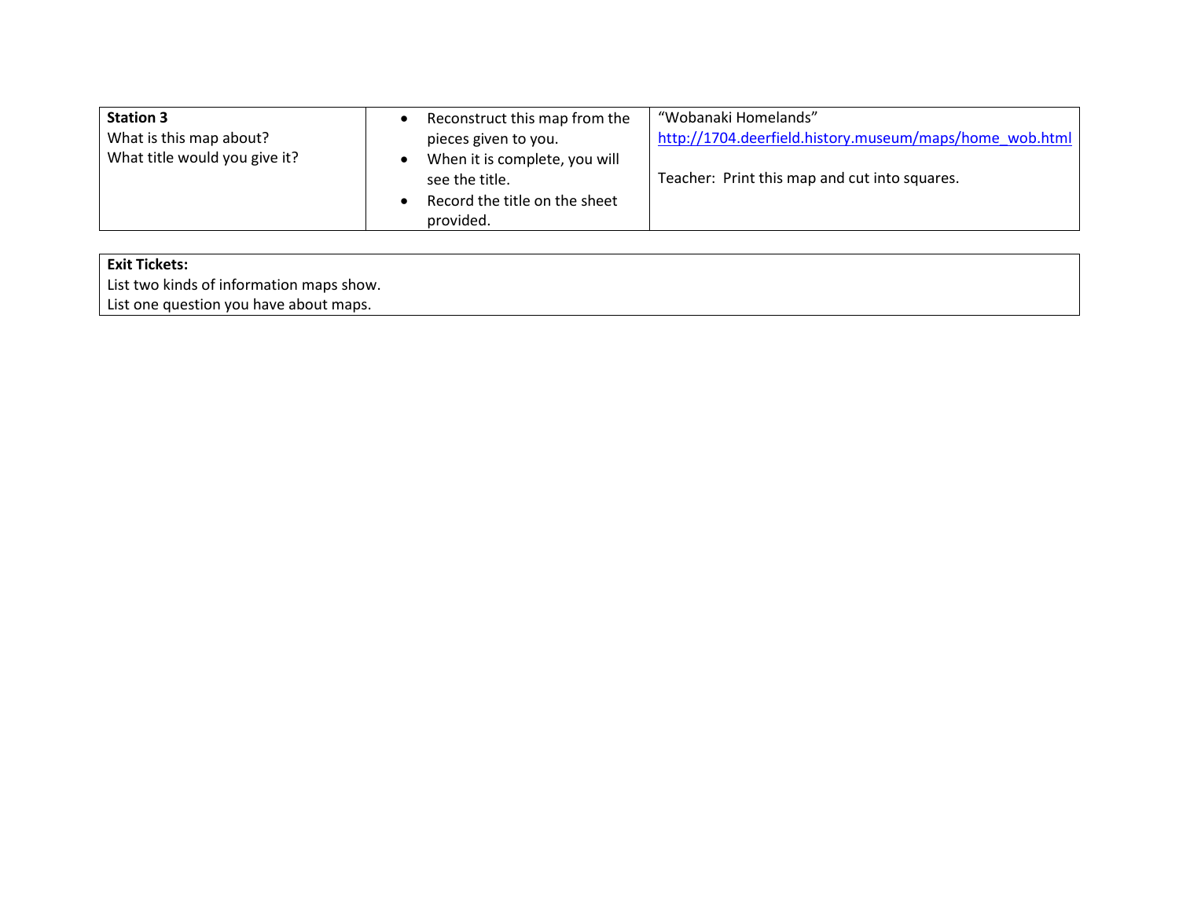| | | |
|---|---|---|
| **Station 3**<br>What is this map about?<br>What title would you give it? | • Reconstruct this map from the pieces given to you.<br>• When it is complete, you will see the title.<br>• Record the title on the sheet provided. | "Wobanaki Homelands"<br>http://1704.deerfield.history.museum/maps/home_wob.html<br><br>Teacher: Print this map and cut into squares. |

| |
|---|
| **Exit Tickets:**<br>List two kinds of information maps show.<br>List one question you have about maps. |